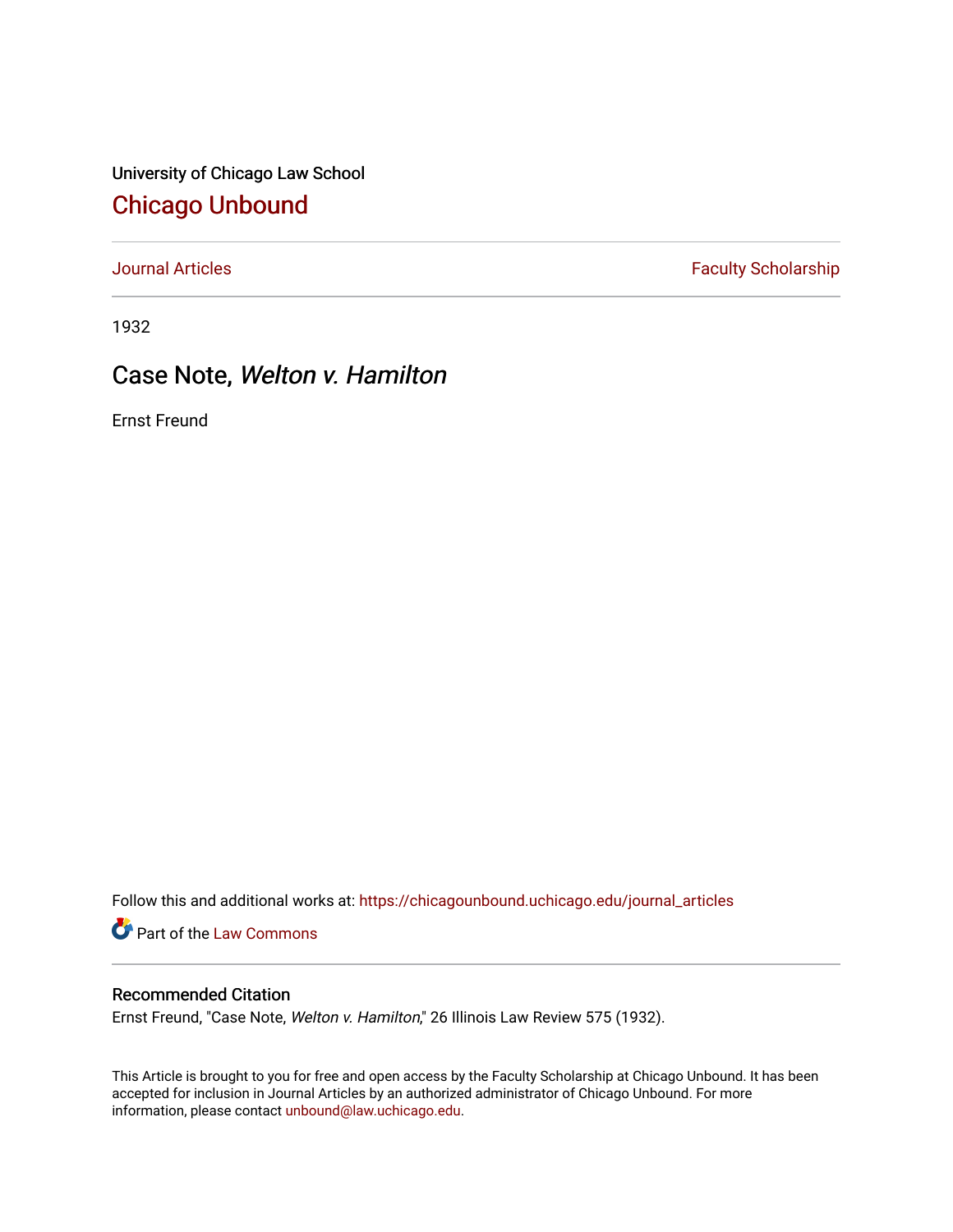University of Chicago Law School

## Chicago Unbound

Journal Articles | Faculty Scholarship

1932

# Case Note, *Welton v. Hamilton*

Ernst Freund

Follow this and additional works at: https://chicagounbound.uchicago.edu/journal_articles

Part of the Law Commons

### Recommended Citation

Ernst Freund, "Case Note, *Welton v. Hamilton*," 26 Illinois Law Review 575 (1932).

This Article is brought to you for free and open access by the Faculty Scholarship at Chicago Unbound. It has been accepted for inclusion in Journal Articles by an authorized administrator of Chicago Unbound. For more information, please contact unbound@law.uchicago.edu.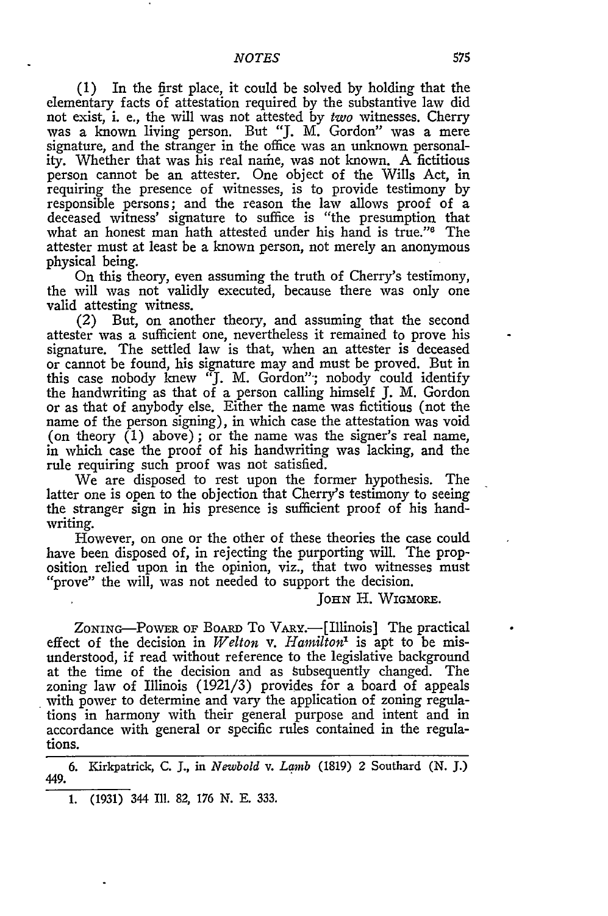(1) In the first place, it could be solved by holding that the elementary facts of attestation required by the substantive law did not exist, i. e., the will was not attested by *two* witnesses. Cherry was a known living person. But "J. M. Gordon" was a mere signature, and the stranger in the office was an unknown personality. Whether that was his real name, was not known. A fictitious person cannot be an attester. One object of the Wills Act, in requiring the presence of witnesses, is to provide testimony by responsible persons; and the reason the law allows proof of a deceased witness' signature to suffice is "the presumption that what an honest man hath attested under his hand is true."[6] The attester must at least be a known person, not merely an anonymous physical being.

On this theory, even assuming the truth of Cherry's testimony, the will was not validly executed, because there was only one valid attesting witness.

(2) But, on another theory, and assuming that the second attester was a sufficient one, nevertheless it remained to prove his signature. The settled law is that, when an attester is deceased or cannot be found, his signature may and must be proved. But in this case nobody knew "J. M. Gordon"; nobody could identify the handwriting as that of a person calling himself J. M. Gordon or as that of anybody else. Either the name was fictitious (not the name of the person signing), in which case the attestation was void (on theory (1) above); or the name was the signer's real name, in which case the proof of his handwriting was lacking, and the rule requiring such proof was not satisfied.

We are disposed to rest upon the former hypothesis. The latter one is open to the objection that Cherry's testimony to seeing the stranger sign in his presence is sufficient proof of his handwriting.

However, on one or the other of these theories the case could have been disposed of, in rejecting the purporting will. The proposition relied upon in the opinion, viz., that two witnesses must "prove" the will, was not needed to support the decision.

JOHN H. WIGMORE.

ZONING—POWER OF BOARD TO VARY.—[Illinois] The practical effect of the decision in *Welton* v. *Hamilton*[1] is apt to be misunderstood, if read without reference to the legislative background at the time of the decision and as subsequently changed. The zoning law of Illinois (1921/3) provides for a board of appeals with power to determine and vary the application of zoning regulations in harmony with their general purpose and intent and in accordance with general or specific rules contained in the regulations.

---

6. Kirkpatrick, C. J., in *Newbold* v. *Lamb* (1819) 2 Southard (N. J.) 449.

1. (1931) 344 Ill. 82, 176 N. E. 333.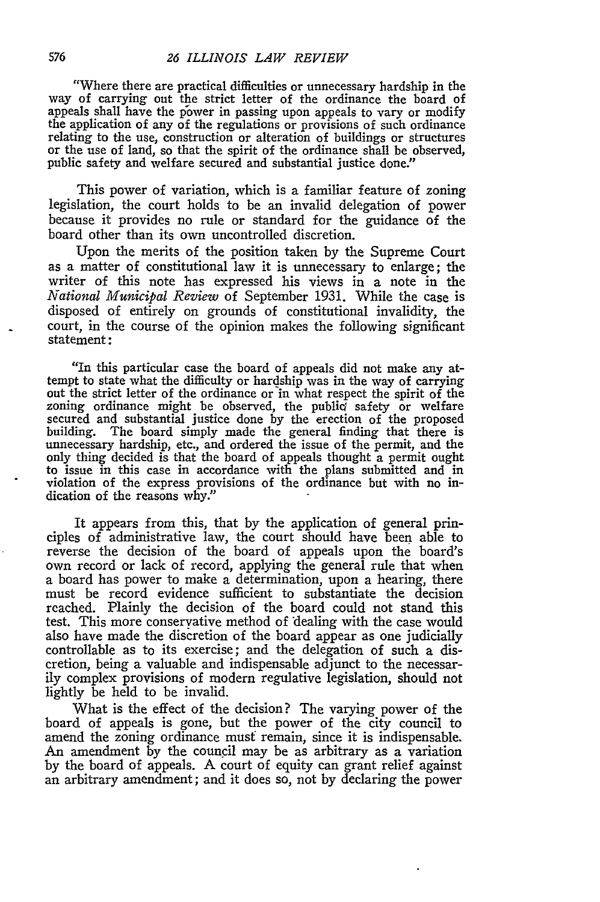"Where there are practical difficulties or unnecessary hardship in the way of carrying out the strict letter of the ordinance the board of appeals shall have the power in passing upon appeals to vary or modify the application of any of the regulations or provisions of such ordinance relating to the use, construction or alteration of buildings or structures or the use of land, so that the spirit of the ordinance shall be observed, public safety and welfare secured and substantial justice done."

This power of variation, which is a familiar feature of zoning legislation, the court holds to be an invalid delegation of power because it provides no rule or standard for the guidance of the board other than its own uncontrolled discretion.

Upon the merits of the position taken by the Supreme Court as a matter of constitutional law it is unnecessary to enlarge; the writer of this note has expressed his views in a note in the *National Municipal Review* of September 1931. While the case is disposed of entirely on grounds of constitutional invalidity, the court, in the course of the opinion makes the following significant statement:

"In this particular case the board of appeals did not make any attempt to state what the difficulty or hardship was in the way of carrying out the strict letter of the ordinance or in what respect the spirit of the zoning ordinance might be observed, the public safety or welfare secured and substantial justice done by the erection of the proposed building. The board simply made the general finding that there is unnecessary hardship, etc., and ordered the issue of the permit, and the only thing decided is that the board of appeals thought a permit ought to issue in this case in accordance with the plans submitted and in violation of the express provisions of the ordinance but with no indication of the reasons why."

It appears from this, that by the application of general principles of administrative law, the court should have been able to reverse the decision of the board of appeals upon the board's own record or lack of record, applying the general rule that when a board has power to make a determination, upon a hearing, there must be record evidence sufficient to substantiate the decision reached. Plainly the decision of the board could not stand this test. This more conservative method of dealing with the case would also have made the discretion of the board appear as one judicially controllable as to its exercise; and the delegation of such a discretion, being a valuable and indispensable adjunct to the necessarily complex provisions of modern regulative legislation, should not lightly be held to be invalid.

What is the effect of the decision? The varying power of the board of appeals is gone, but the power of the city council to amend the zoning ordinance must remain, since it is indispensable. An amendment by the council may be as arbitrary as a variation by the board of appeals. A court of equity can grant relief against an arbitrary amendment; and it does so, not by declaring the power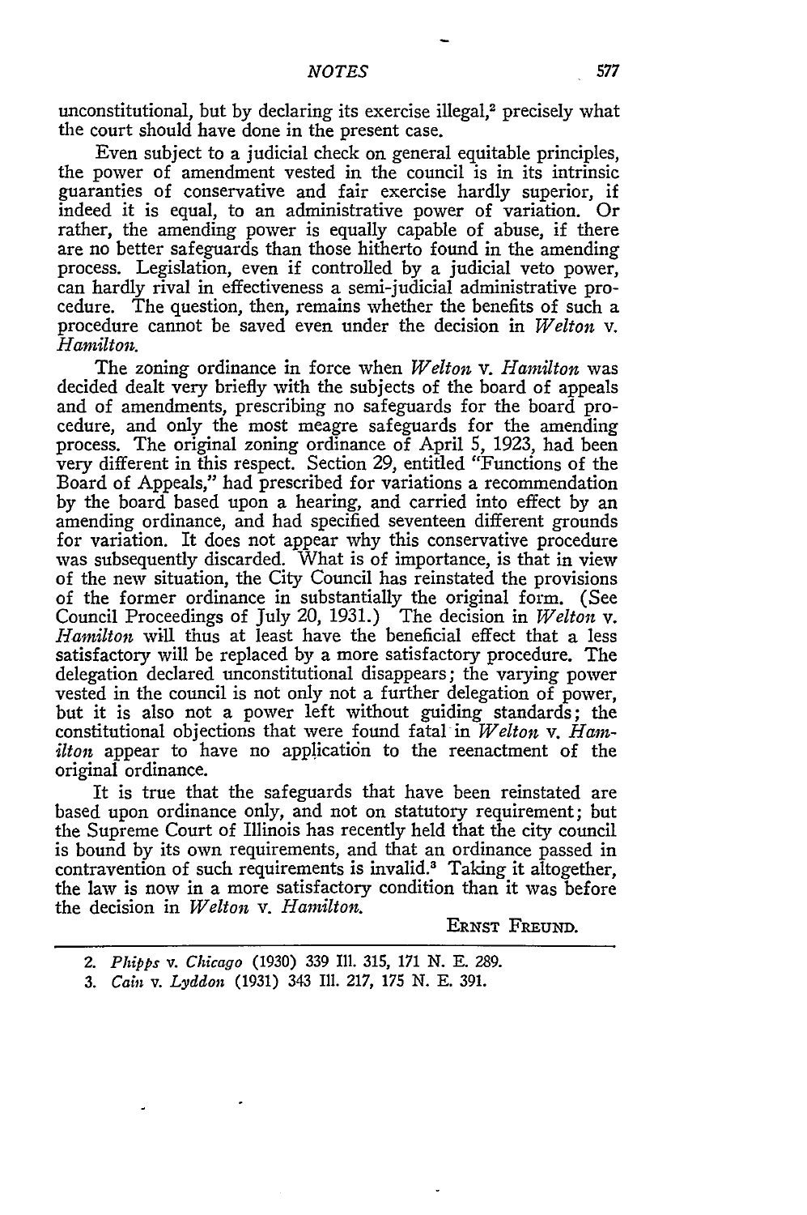unconstitutional, but by declaring its exercise illegal,[2] precisely what the court should have done in the present case.

Even subject to a judicial check on general equitable principles, the power of amendment vested in the council is in its intrinsic guaranties of conservative and fair exercise hardly superior, if indeed it is equal, to an administrative power of variation. Or rather, the amending power is equally capable of abuse, if there are no better safeguards than those hitherto found in the amending process. Legislation, even if controlled by a judicial veto power, can hardly rival in effectiveness a semi-judicial administrative procedure. The question, then, remains whether the benefits of such a procedure cannot be saved even under the decision in *Welton* v. *Hamilton*.

The zoning ordinance in force when *Welton* v. *Hamilton* was decided dealt very briefly with the subjects of the board of appeals and of amendments, prescribing no safeguards for the board procedure, and only the most meagre safeguards for the amending process. The original zoning ordinance of April 5, 1923, had been very different in this respect. Section 29, entitled "Functions of the Board of Appeals," had prescribed for variations a recommendation by the board based upon a hearing, and carried into effect by an amending ordinance, and had specified seventeen different grounds for variation. It does not appear why this conservative procedure was subsequently discarded. What is of importance, is that in view of the new situation, the City Council has reinstated the provisions of the former ordinance in substantially the original form. (See Council Proceedings of July 20, 1931.) The decision in *Welton* v. *Hamilton* will thus at least have the beneficial effect that a less satisfactory will be replaced by a more satisfactory procedure. The delegation declared unconstitutional disappears; the varying power vested in the council is not only not a further delegation of power, but it is also not a power left without guiding standards; the constitutional objections that were found fatal in *Welton* v. *Hamilton* appear to have no application to the reenactment of the original ordinance.

It is true that the safeguards that have been reinstated are based upon ordinance only, and not on statutory requirement; but the Supreme Court of Illinois has recently held that the city council is bound by its own requirements, and that an ordinance passed in contravention of such requirements is invalid.[3] Taking it altogether, the law is now in a more satisfactory condition than it was before the decision in *Welton* v. *Hamilton*.

ERNST FREUND.

---

2. *Phipps* v. *Chicago* (1930) 339 Ill. 315, 171 N. E. 289.
3. *Cain* v. *Lyddon* (1931) 343 Ill. 217, 175 N. E. 391.